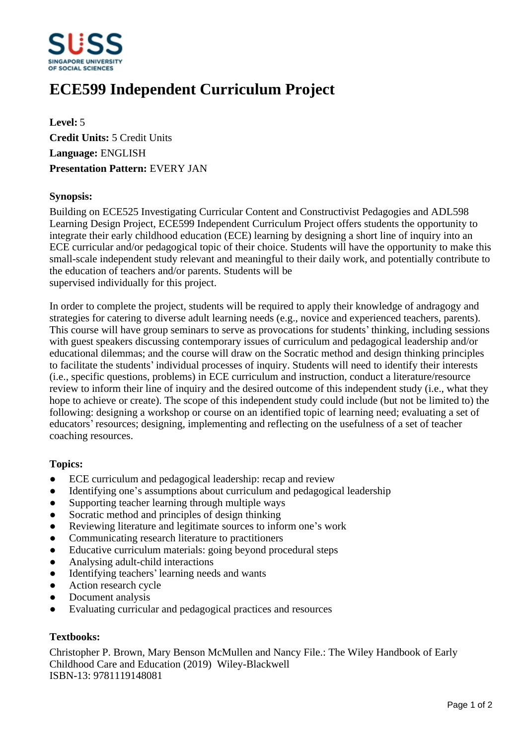# ECE599 Independent Curriculum Project

**Level:** 5
**Credit Units:** 5 Credit Units
**Language:** ENGLISH
**Presentation Pattern:** EVERY JAN

**Synopsis:**

Building on ECE525 Investigating Curricular Content and Constructivist Pedagogies and ADL598 Learning Design Project, ECE599 Independent Curriculum Project offers students the opportunity to integrate their early childhood education (ECE) learning by designing a short line of inquiry into an ECE curricular and/or pedagogical topic of their choice. Students will have the opportunity to make this small-scale independent study relevant and meaningful to their daily work, and potentially contribute to the education of teachers and/or parents. Students will be supervised individually for this project.

In order to complete the project, students will be required to apply their knowledge of andragogy and strategies for catering to diverse adult learning needs (e.g., novice and experienced teachers, parents). This course will have group seminars to serve as provocations for students' thinking, including sessions with guest speakers discussing contemporary issues of curriculum and pedagogical leadership and/or educational dilemmas; and the course will draw on the Socratic method and design thinking principles to facilitate the students' individual processes of inquiry. Students will need to identify their interests (i.e., specific questions, problems) in ECE curriculum and instruction, conduct a literature/resource review to inform their line of inquiry and the desired outcome of this independent study (i.e., what they hope to achieve or create). The scope of this independent study could include (but not be limited to) the following: designing a workshop or course on an identified topic of learning need; evaluating a set of educators' resources; designing, implementing and reflecting on the usefulness of a set of teacher coaching resources.

**Topics:**

- ECE curriculum and pedagogical leadership: recap and review
- Identifying one's assumptions about curriculum and pedagogical leadership
- Supporting teacher learning through multiple ways
- Socratic method and principles of design thinking
- Reviewing literature and legitimate sources to inform one's work
- Communicating research literature to practitioners
- Educative curriculum materials: going beyond procedural steps
- Analysing adult-child interactions
- Identifying teachers' learning needs and wants
- Action research cycle
- Document analysis
- Evaluating curricular and pedagogical practices and resources

**Textbooks:**

Christopher P. Brown, Mary Benson McMullen and Nancy File.: The Wiley Handbook of Early Childhood Care and Education (2019) Wiley-Blackwell
ISBN-13: 9781119148081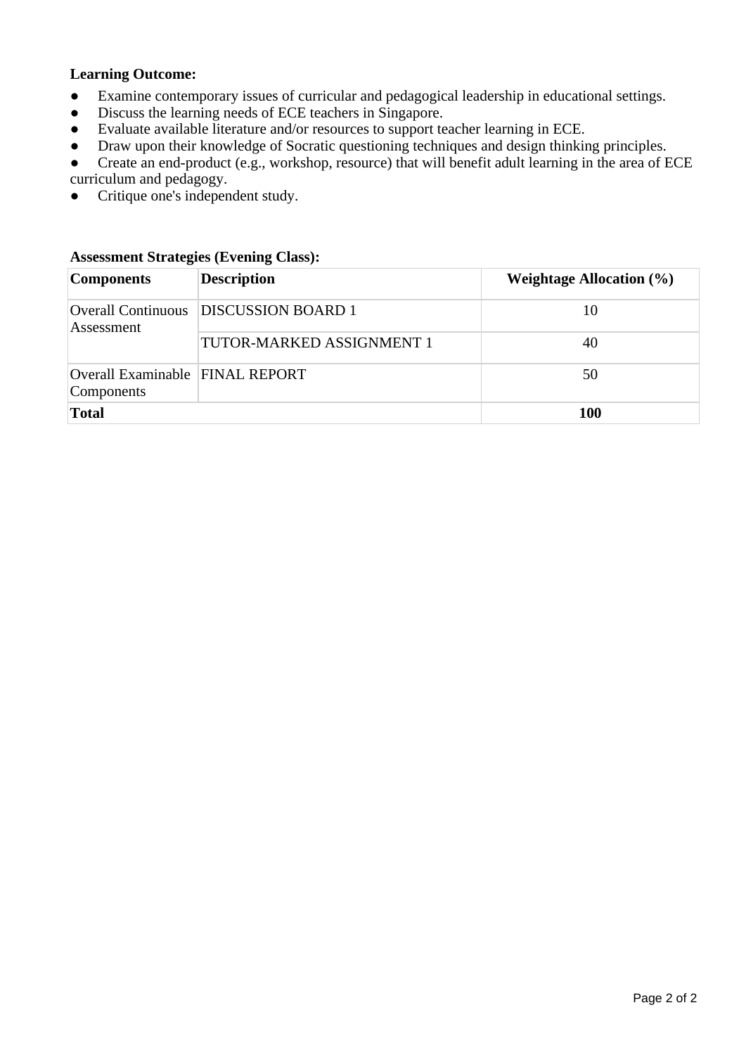**Learning Outcome:**

- Examine contemporary issues of curricular and pedagogical leadership in educational settings.
- Discuss the learning needs of ECE teachers in Singapore.
- Evaluate available literature and/or resources to support teacher learning in ECE.
- Draw upon their knowledge of Socratic questioning techniques and design thinking principles.
- Create an end-product (e.g., workshop, resource) that will benefit adult learning in the area of ECE curriculum and pedagogy.
- Critique one's independent study.

**Assessment Strategies (Evening Class):**

| Components | Description | Weightage Allocation (%) |
|---|---|---|
| Overall Continuous Assessment | DISCUSSION BOARD 1 | 10 |
| | TUTOR-MARKED ASSIGNMENT 1 | 40 |
| Overall Examinable Components | FINAL REPORT | 50 |
| **Total** | | **100** |